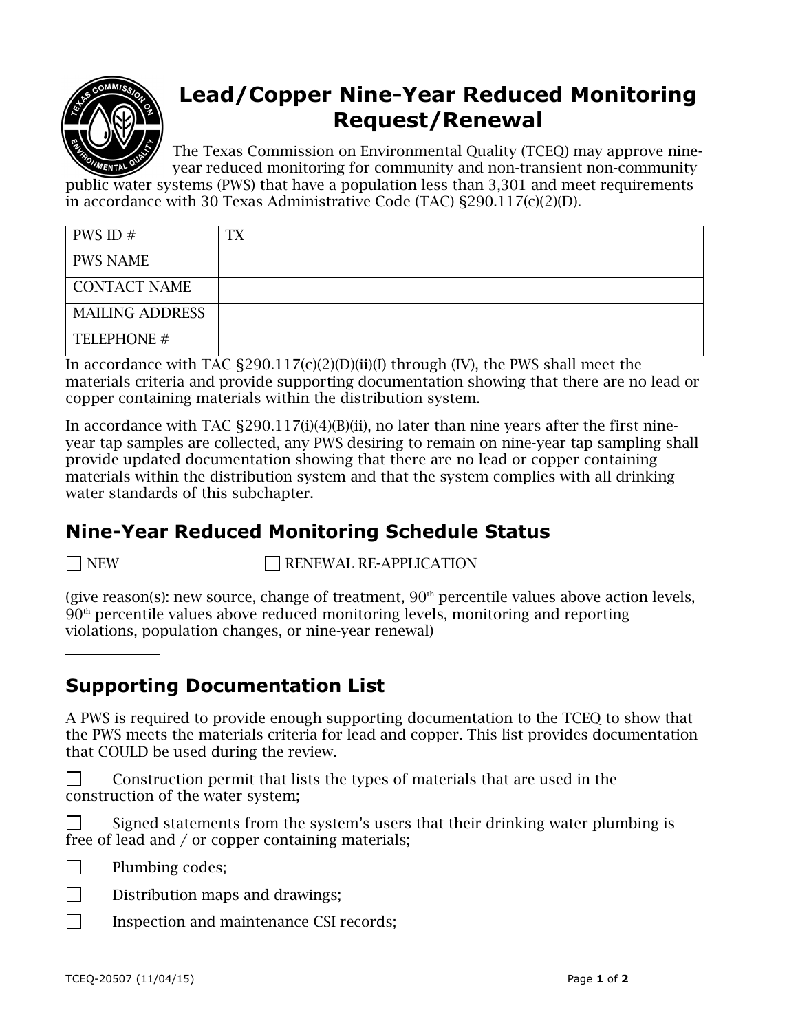# Lead/Copper Nine-Year Reduced Monitoring Request/Renewal

The Texas Commission on Environmental Quality (TCEQ) may approve nine-year reduced monitoring for community and non-transient non-community public water systems (PWS) that have a population less than 3,301 and meet requirements in accordance with 30 Texas Administrative Code (TAC) §290.117(c)(2)(D).

| | |
|---|---|
| PWS ID # | TX |
| PWS NAME | |
| CONTACT NAME | |
| MAILING ADDRESS | |
| TELEPHONE # | |

In accordance with TAC §290.117(c)(2)(D)(ii)(I) through (IV), the PWS shall meet the materials criteria and provide supporting documentation showing that there are no lead or copper containing materials within the distribution system.

In accordance with TAC §290.117(i)(4)(B)(ii), no later than nine years after the first nine-year tap samples are collected, any PWS desiring to remain on nine-year tap sampling shall provide updated documentation showing that there are no lead or copper containing materials within the distribution system and that the system complies with all drinking water standards of this subchapter.

## Nine-Year Reduced Monitoring Schedule Status

☐ NEW ☐ RENEWAL RE-APPLICATION

(give reason(s): new source, change of treatment, 90th percentile values above action levels, 90th percentile values above reduced monitoring levels, monitoring and reporting violations, population changes, or nine-year renewal)\_\_\_\_\_\_\_\_\_\_\_\_\_\_\_\_\_\_\_\_\_\_\_\_\_\_\_\_\_\_\_\_\_\_\_\_\_\_\_\_\_\_\_\_

## Supporting Documentation List

A PWS is required to provide enough supporting documentation to the TCEQ to show that the PWS meets the materials criteria for lead and copper. This list provides documentation that COULD be used during the review.

☐ Construction permit that lists the types of materials that are used in the construction of the water system;

☐ Signed statements from the system's users that their drinking water plumbing is free of lead and / or copper containing materials;

☐ Plumbing codes;

☐ Distribution maps and drawings;

☐ Inspection and maintenance CSI records;

TCEQ-20507 (11/04/15)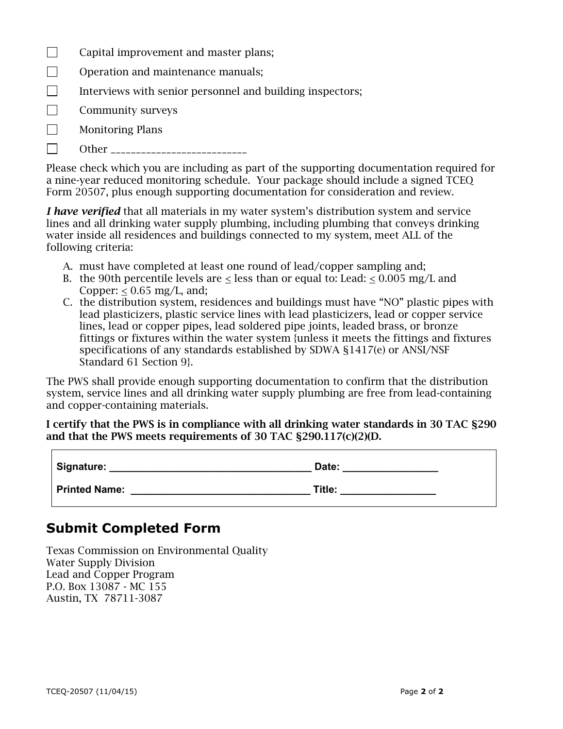- [ ] Capital improvement and master plans;
- [ ] Operation and maintenance manuals;
- [ ] Interviews with senior personnel and building inspectors;
- [ ] Community surveys
- [ ] Monitoring Plans
- [ ] Other ___________________________

Please check which you are including as part of the supporting documentation required for a nine-year reduced monitoring schedule. Your package should include a signed TCEQ Form 20507, plus enough supporting documentation for consideration and review.

***I have verified*** that all materials in my water system's distribution system and service lines and all drinking water supply plumbing, including plumbing that conveys drinking water inside all residences and buildings connected to my system, meet ALL of the following criteria:

A. must have completed at least one round of lead/copper sampling and;
B. the 90th percentile levels are ≤ less than or equal to: Lead: ≤ 0.005 mg/L and Copper: ≤ 0.65 mg/L, and;
C. the distribution system, residences and buildings must have "NO" plastic pipes with lead plasticizers, plastic service lines with lead plasticizers, lead or copper service lines, lead or copper pipes, lead soldered pipe joints, leaded brass, or bronze fittings or fixtures within the water system {unless it meets the fittings and fixtures specifications of any standards established by SDWA §1417(e) or ANSI/NSF Standard 61 Section 9}.

The PWS shall provide enough supporting documentation to confirm that the distribution system, service lines and all drinking water supply plumbing are free from lead-containing and copper-containing materials.

**I certify that the PWS is in compliance with all drinking water standards in 30 TAC §290 and that the PWS meets requirements of 30 TAC §290.117(c)(2)(D.**

**Signature:** ____________________________________ **Date:** _________________

**Printed Name:** ________________________________ **Title:** _________________

## Submit Completed Form

Texas Commission on Environmental Quality
Water Supply Division
Lead and Copper Program
P.O. Box 13087 - MC 155
Austin, TX 78711-3087

TCEQ-20507 (11/04/15)